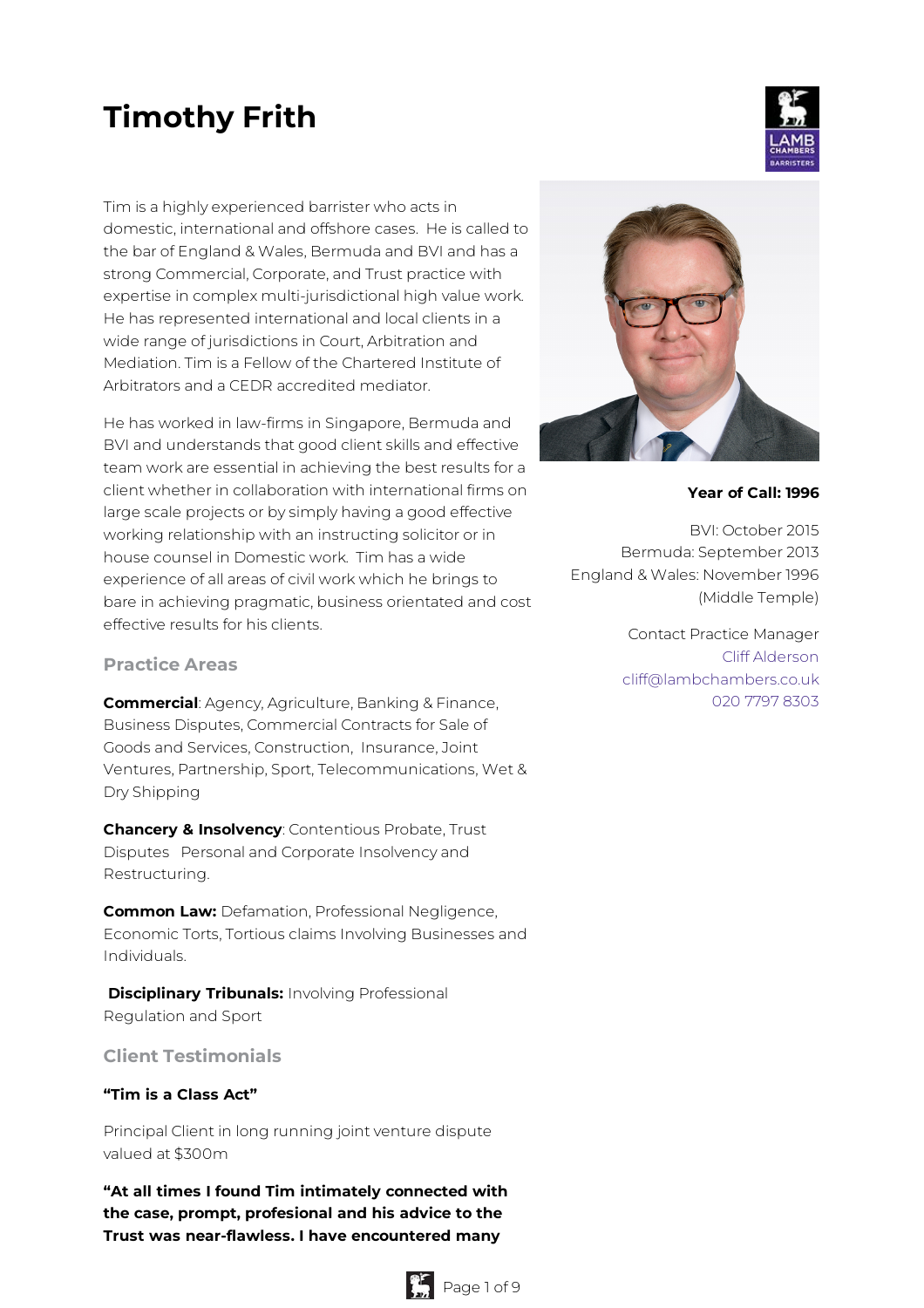# Timothy Frith

Tim is a highly experienced barrister who acts in domestic, international and offshore cases. He is called to the bar of England & Wales, Bermuda and BVI and has a strong Commercial, Corporate, and Trust practice with expertise in complex multi-jurisdictional high value work. He has represented international and local clients in a wide range of jurisdictions in Court, Arbitration and Mediation. Tim is a Fellow of the Chartered Institute of Arbitrators and a CEDR accredited mediator.

He has worked in law-firms in Singapore, Bermuda and BVI and understands that good client skills and effective team work are essential in achieving the best results for a client whether in collaboration with international firms on large scale projects or by simply having a good effective working relationship with an instructing solicitor or in house counsel in Domestic work. Tim has a wide experience of all areas of civil work which he brings to bare in achieving pragmatic, business orientated and cost effective results for his clients.

**Year of Call: 1996**

BVI: October 2015
Bermuda: September 2013
England & Wales: November 1996 (Middle Temple)

Contact Practice Manager
Cliff Alderson
cliff@lambchambers.co.uk
020 7797 8303

## Practice Areas

**Commercial**: Agency, Agriculture, Banking & Finance, Business Disputes, Commercial Contracts for Sale of Goods and Services, Construction, Insurance, Joint Ventures, Partnership, Sport, Telecommunications, Wet & Dry Shipping

**Chancery & Insolvency**: Contentious Probate, Trust Disputes Personal and Corporate Insolvency and Restructuring.

**Common Law:** Defamation, Professional Negligence, Economic Torts, Tortious claims Involving Businesses and Individuals.

**Disciplinary Tribunals:** Involving Professional Regulation and Sport

## Client Testimonials

**"Tim is a Class Act"**

Principal Client in long running joint venture dispute valued at $300m

**"At all times I found Tim intimately connected with the case, prompt, profesional and his advice to the Trust was near-flawless. I have encountered many**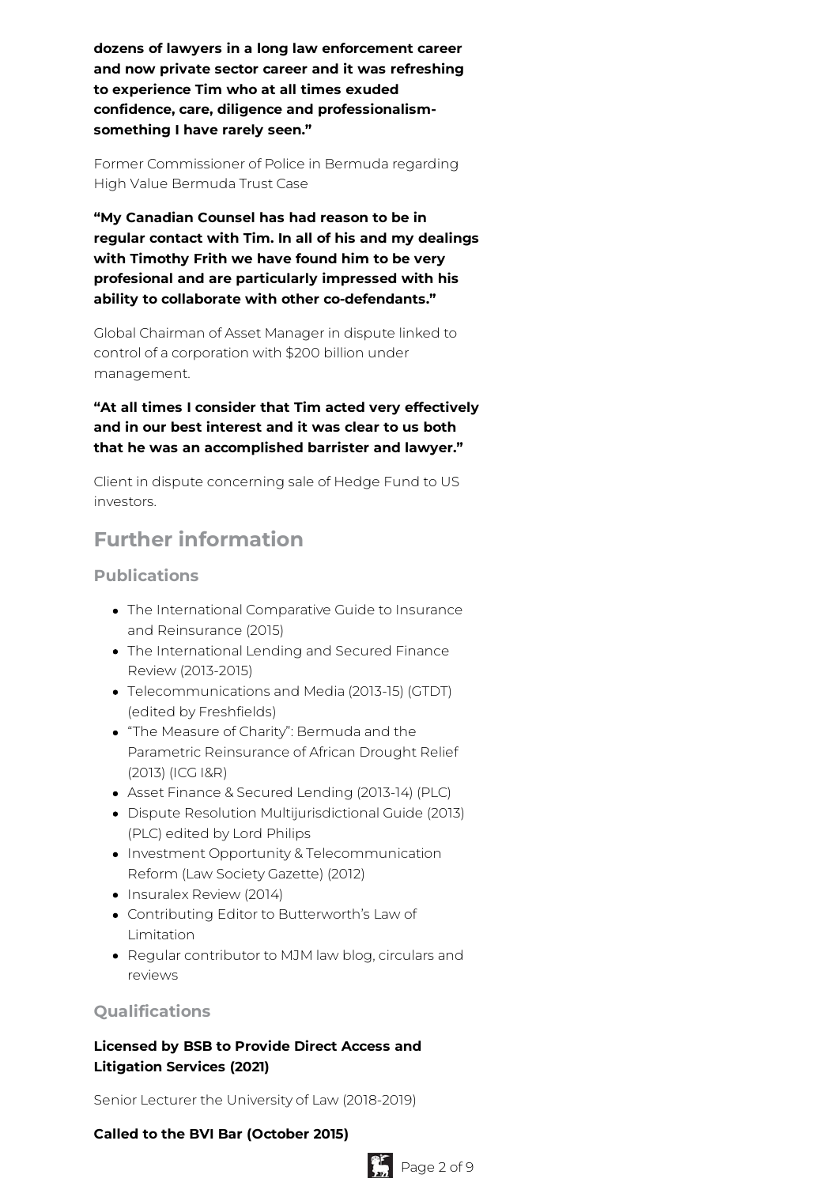**dozens of lawyers in a long law enforcement career and now private sector career and it was refreshing to experience Tim who at all times exuded confidence, care, diligence and professionalism- something I have rarely seen."**

Former Commissioner of Police in Bermuda regarding High Value Bermuda Trust Case

**"My Canadian Counsel has had reason to be in regular contact with Tim. In all of his and my dealings with Timothy Frith we have found him to be very profesional and are particularly impressed with his ability to collaborate with other co-defendants."**

Global Chairman of Asset Manager in dispute linked to control of a corporation with $200 billion under management.

**"At all times I consider that Tim acted very effectively and in our best interest and it was clear to us both that he was an accomplished barrister and lawyer."**

Client in dispute concerning sale of Hedge Fund to US investors.

## Further information

### Publications

- The International Comparative Guide to Insurance and Reinsurance (2015)
- The International Lending and Secured Finance Review (2013-2015)
- Telecommunications and Media (2013-15) (GTDT) (edited by Freshfields)
- "The Measure of Charity": Bermuda and the Parametric Reinsurance of African Drought Relief (2013) (ICG I&R)
- Asset Finance & Secured Lending (2013-14) (PLC)
- Dispute Resolution Multijurisdictional Guide (2013) (PLC) edited by Lord Philips
- Investment Opportunity & Telecommunication Reform (Law Society Gazette) (2012)
- Insuralex Review (2014)
- Contributing Editor to Butterworth's Law of Limitation
- Regular contributor to MJM law blog, circulars and reviews

### Qualifications

**Licensed by BSB to Provide Direct Access and Litigation Services (2021)**

Senior Lecturer the University of Law (2018-2019)

**Called to the BVI Bar (October 2015)**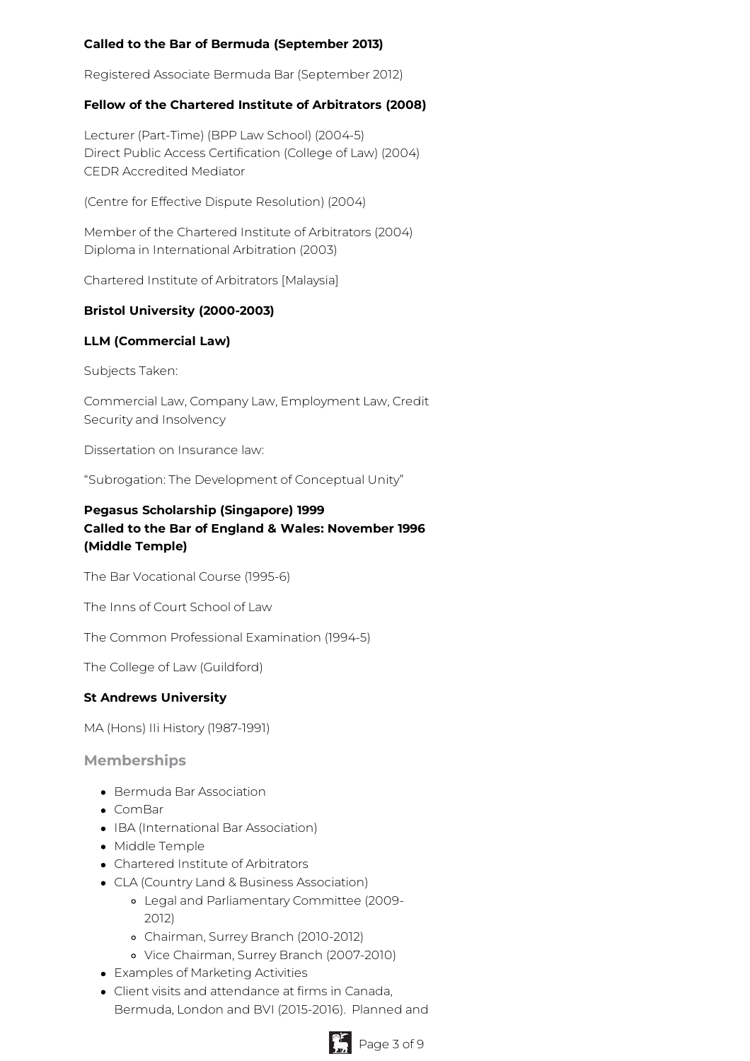**Called to the Bar of Bermuda (September 2013)**

Registered Associate Bermuda Bar (September 2012)

**Fellow of the Chartered Institute of Arbitrators (2008)**

Lecturer (Part-Time) (BPP Law School) (2004-5)
Direct Public Access Certification (College of Law) (2004)
CEDR Accredited Mediator

(Centre for Effective Dispute Resolution) (2004)

Member of the Chartered Institute of Arbitrators (2004)
Diploma in International Arbitration (2003)

Chartered Institute of Arbitrators [Malaysia]

**Bristol University (2000-2003)**

**LLM (Commercial Law)**

Subjects Taken:

Commercial Law, Company Law, Employment Law, Credit Security and Insolvency

Dissertation on Insurance law:

"Subrogation: The Development of Conceptual Unity"

**Pegasus Scholarship (Singapore) 1999**
**Called to the Bar of England & Wales: November 1996 (Middle Temple)**

The Bar Vocational Course (1995-6)

The Inns of Court School of Law

The Common Professional Examination (1994-5)

The College of Law (Guildford)

**St Andrews University**

MA (Hons) IIi History (1987-1991)

## Memberships

- Bermuda Bar Association
- ComBar
- IBA (International Bar Association)
- Middle Temple
- Chartered Institute of Arbitrators
- CLA (Country Land & Business Association)
  - Legal and Parliamentary Committee (2009-2012)
  - Chairman, Surrey Branch (2010-2012)
  - Vice Chairman, Surrey Branch (2007-2010)
- Examples of Marketing Activities
- Client visits and attendance at firms in Canada, Bermuda, London and BVI (2015-2016). Planned and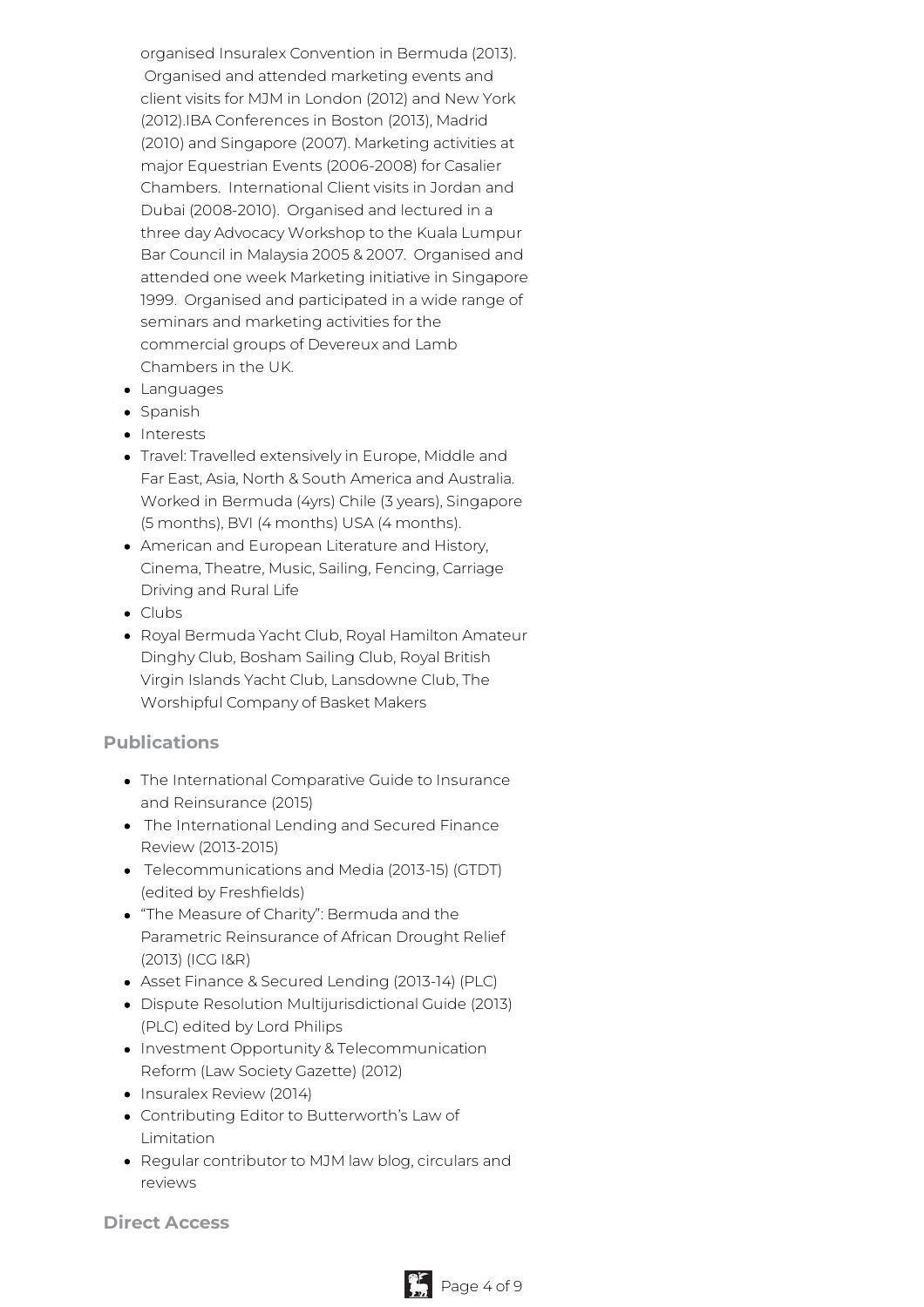organised Insuralex Convention in Bermuda (2013). Organised and attended marketing events and client visits for MJM in London (2012) and New York (2012).IBA Conferences in Boston (2013), Madrid (2010) and Singapore (2007). Marketing activities at major Equestrian Events (2006-2008) for Casalier Chambers. International Client visits in Jordan and Dubai (2008-2010). Organised and lectured in a three day Advocacy Workshop to the Kuala Lumpur Bar Council in Malaysia 2005 & 2007. Organised and attended one week Marketing initiative in Singapore 1999. Organised and participated in a wide range of seminars and marketing activities for the commercial groups of Devereux and Lamb Chambers in the UK.

- Languages
- Spanish
- Interests
- Travel: Travelled extensively in Europe, Middle and Far East, Asia, North & South America and Australia. Worked in Bermuda (4yrs) Chile (3 years), Singapore (5 months), BVI (4 months) USA (4 months).
- American and European Literature and History, Cinema, Theatre, Music, Sailing, Fencing, Carriage Driving and Rural Life
- Clubs
- Royal Bermuda Yacht Club, Royal Hamilton Amateur Dinghy Club, Bosham Sailing Club, Royal British Virgin Islands Yacht Club, Lansdowne Club, The Worshipful Company of Basket Makers

## Publications

- The International Comparative Guide to Insurance and Reinsurance (2015)
- The International Lending and Secured Finance Review (2013-2015)
- Telecommunications and Media (2013-15) (GTDT) (edited by Freshfields)
- "The Measure of Charity": Bermuda and the Parametric Reinsurance of African Drought Relief (2013) (ICG I&R)
- Asset Finance & Secured Lending (2013-14) (PLC)
- Dispute Resolution Multijurisdictional Guide (2013) (PLC) edited by Lord Philips
- Investment Opportunity & Telecommunication Reform (Law Society Gazette) (2012)
- Insuralex Review (2014)
- Contributing Editor to Butterworth's Law of Limitation
- Regular contributor to MJM law blog, circulars and reviews

## Direct Access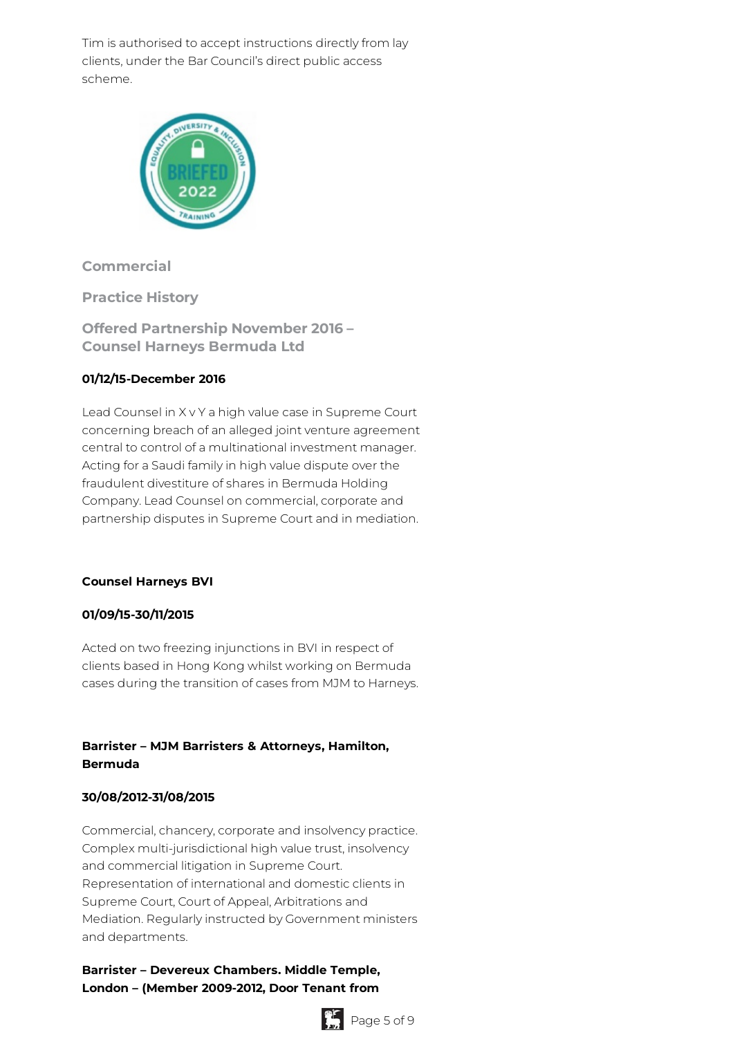Tim is authorised to accept instructions directly from lay clients, under the Bar Council's direct public access scheme.

## Commercial

### Practice History

### Offered Partnership November 2016 – Counsel Harneys Bermuda Ltd

**01/12/15-December 2016**

Lead Counsel in X v Y a high value case in Supreme Court concerning breach of an alleged joint venture agreement central to control of a multinational investment manager. Acting for a Saudi family in high value dispute over the fraudulent divestiture of shares in Bermuda Holding Company. Lead Counsel on commercial, corporate and partnership disputes in Supreme Court and in mediation.

**Counsel Harneys BVI**

**01/09/15-30/11/2015**

Acted on two freezing injunctions in BVI in respect of clients based in Hong Kong whilst working on Bermuda cases during the transition of cases from MJM to Harneys.

**Barrister – MJM Barristers & Attorneys, Hamilton, Bermuda**

**30/08/2012-31/08/2015**

Commercial, chancery, corporate and insolvency practice. Complex multi-jurisdictional high value trust, insolvency and commercial litigation in Supreme Court. Representation of international and domestic clients in Supreme Court, Court of Appeal, Arbitrations and Mediation. Regularly instructed by Government ministers and departments.

**Barrister – Devereux Chambers. Middle Temple, London – (Member 2009-2012, Door Tenant from**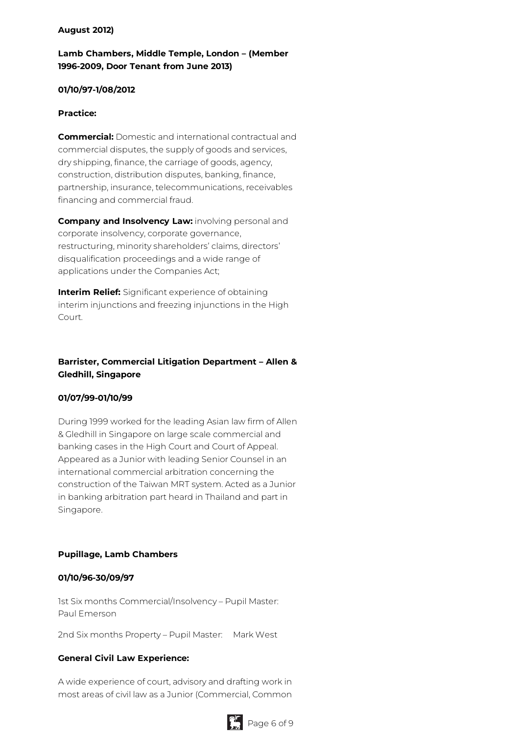**August 2012)**

**Lamb Chambers, Middle Temple, London – (Member 1996-2009, Door Tenant from June 2013)**

**01/10/97-1/08/2012**

**Practice:**

**Commercial:** Domestic and international contractual and commercial disputes, the supply of goods and services, dry shipping, finance, the carriage of goods, agency, construction, distribution disputes, banking, finance, partnership, insurance, telecommunications, receivables financing and commercial fraud.

**Company and Insolvency Law:** involving personal and corporate insolvency, corporate governance, restructuring, minority shareholders' claims, directors' disqualification proceedings and a wide range of applications under the Companies Act;

**Interim Relief:** Significant experience of obtaining interim injunctions and freezing injunctions in the High Court.

**Barrister, Commercial Litigation Department – Allen & Gledhill, Singapore**

**01/07/99-01/10/99**

During 1999 worked for the leading Asian law firm of Allen & Gledhill in Singapore on large scale commercial and banking cases in the High Court and Court of Appeal. Appeared as a Junior with leading Senior Counsel in an international commercial arbitration concerning the construction of the Taiwan MRT system. Acted as a Junior in banking arbitration part heard in Thailand and part in Singapore.

**Pupillage, Lamb Chambers**

**01/10/96-30/09/97**

1st Six months Commercial/Insolvency – Pupil Master: Paul Emerson

2nd Six months Property – Pupil Master: Mark West

**General Civil Law Experience:**

A wide experience of court, advisory and drafting work in most areas of civil law as a Junior (Commercial, Common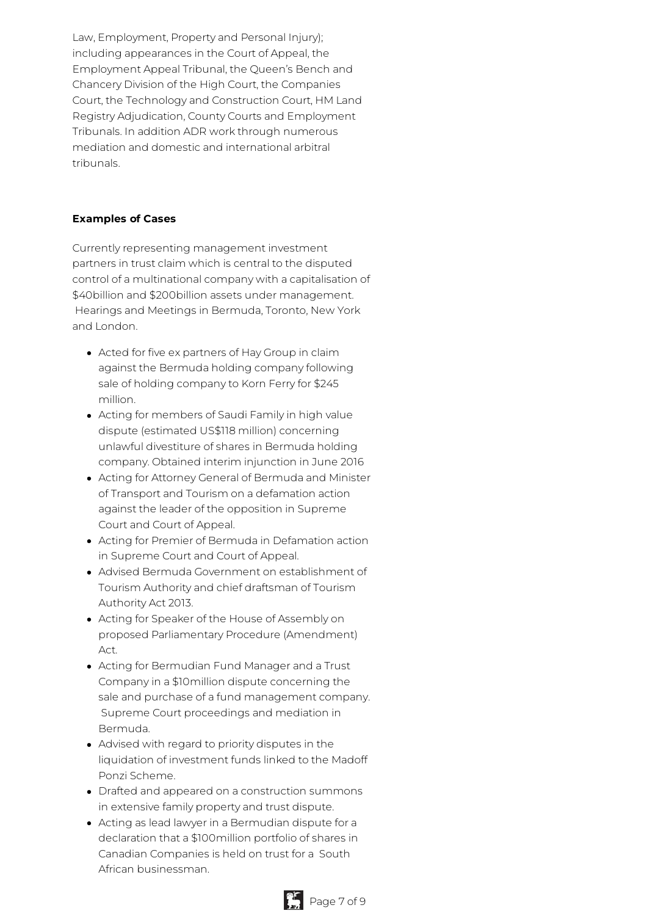Law, Employment, Property and Personal Injury); including appearances in the Court of Appeal, the Employment Appeal Tribunal, the Queen's Bench and Chancery Division of the High Court, the Companies Court, the Technology and Construction Court, HM Land Registry Adjudication, County Courts and Employment Tribunals. In addition ADR work through numerous mediation and domestic and international arbitral tribunals.

**Examples of Cases**

Currently representing management investment partners in trust claim which is central to the disputed control of a multinational company with a capitalisation of $40billion and $200billion assets under management. Hearings and Meetings in Bermuda, Toronto, New York and London.

- Acted for five ex partners of Hay Group in claim against the Bermuda holding company following sale of holding company to Korn Ferry for $245 million.
- Acting for members of Saudi Family in high value dispute (estimated US$118 million) concerning unlawful divestiture of shares in Bermuda holding company. Obtained interim injunction in June 2016
- Acting for Attorney General of Bermuda and Minister of Transport and Tourism on a defamation action against the leader of the opposition in Supreme Court and Court of Appeal.
- Acting for Premier of Bermuda in Defamation action in Supreme Court and Court of Appeal.
- Advised Bermuda Government on establishment of Tourism Authority and chief draftsman of Tourism Authority Act 2013.
- Acting for Speaker of the House of Assembly on proposed Parliamentary Procedure (Amendment) Act.
- Acting for Bermudian Fund Manager and a Trust Company in a $10million dispute concerning the sale and purchase of a fund management company. Supreme Court proceedings and mediation in Bermuda.
- Advised with regard to priority disputes in the liquidation of investment funds linked to the Madoff Ponzi Scheme.
- Drafted and appeared on a construction summons in extensive family property and trust dispute.
- Acting as lead lawyer in a Bermudian dispute for a declaration that a $100million portfolio of shares in Canadian Companies is held on trust for a South African businessman.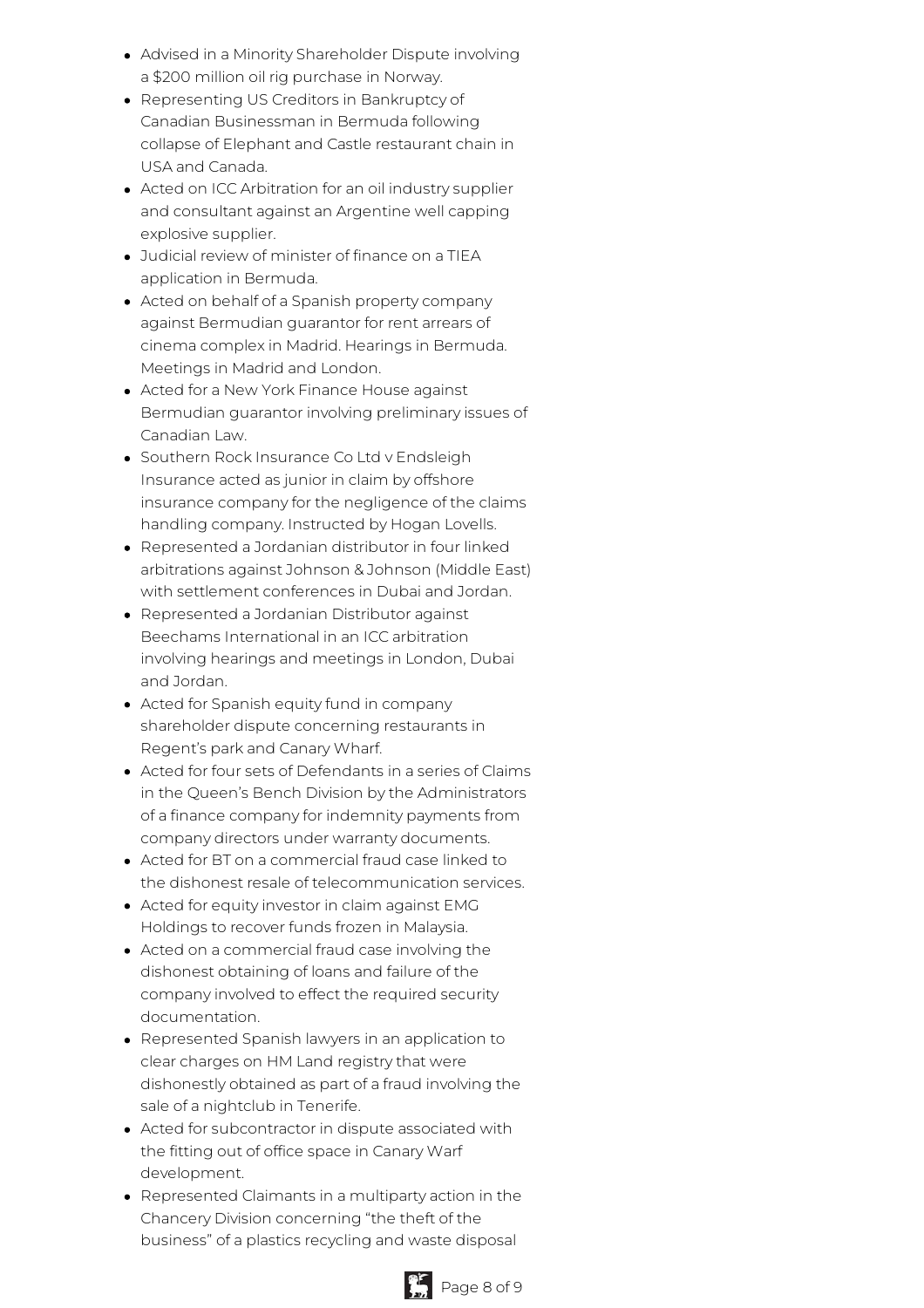- Advised in a Minority Shareholder Dispute involving a $200 million oil rig purchase in Norway.
- Representing US Creditors in Bankruptcy of Canadian Businessman in Bermuda following collapse of Elephant and Castle restaurant chain in USA and Canada.
- Acted on ICC Arbitration for an oil industry supplier and consultant against an Argentine well capping explosive supplier.
- Judicial review of minister of finance on a TIEA application in Bermuda.
- Acted on behalf of a Spanish property company against Bermudian guarantor for rent arrears of cinema complex in Madrid. Hearings in Bermuda. Meetings in Madrid and London.
- Acted for a New York Finance House against Bermudian guarantor involving preliminary issues of Canadian Law.
- Southern Rock Insurance Co Ltd v Endsleigh Insurance acted as junior in claim by offshore insurance company for the negligence of the claims handling company. Instructed by Hogan Lovells.
- Represented a Jordanian distributor in four linked arbitrations against Johnson & Johnson (Middle East) with settlement conferences in Dubai and Jordan.
- Represented a Jordanian Distributor against Beechams International in an ICC arbitration involving hearings and meetings in London, Dubai and Jordan.
- Acted for Spanish equity fund in company shareholder dispute concerning restaurants in Regent's park and Canary Wharf.
- Acted for four sets of Defendants in a series of Claims in the Queen's Bench Division by the Administrators of a finance company for indemnity payments from company directors under warranty documents.
- Acted for BT on a commercial fraud case linked to the dishonest resale of telecommunication services.
- Acted for equity investor in claim against EMG Holdings to recover funds frozen in Malaysia.
- Acted on a commercial fraud case involving the dishonest obtaining of loans and failure of the company involved to effect the required security documentation.
- Represented Spanish lawyers in an application to clear charges on HM Land registry that were dishonestly obtained as part of a fraud involving the sale of a nightclub in Tenerife.
- Acted for subcontractor in dispute associated with the fitting out of office space in Canary Warf development.
- Represented Claimants in a multiparty action in the Chancery Division concerning "the theft of the business" of a plastics recycling and waste disposal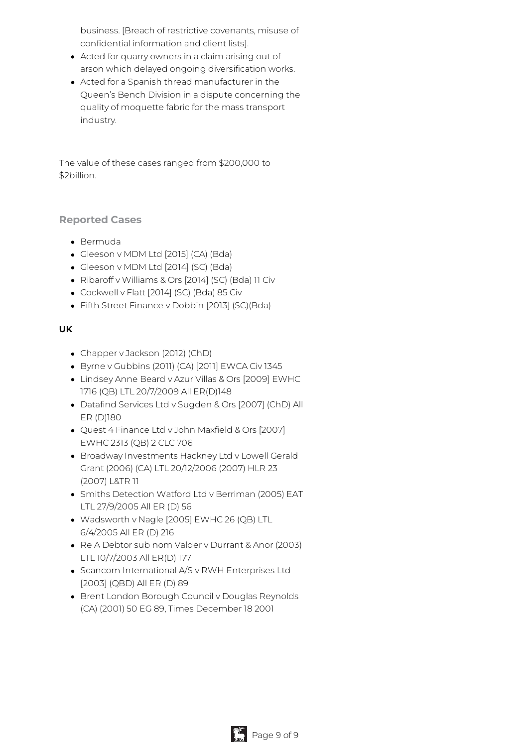business. [Breach of restrictive covenants, misuse of confidential information and client lists].
- Acted for quarry owners in a claim arising out of arson which delayed ongoing diversification works.
- Acted for a Spanish thread manufacturer in the Queen's Bench Division in a dispute concerning the quality of moquette fabric for the mass transport industry.

The value of these cases ranged from $200,000 to $2billion.

## Reported Cases

- Bermuda
- Gleeson v MDM Ltd [2015] (CA) (Bda)
- Gleeson v MDM Ltd [2014] (SC) (Bda)
- Ribaroff v Williams & Ors [2014] (SC) (Bda) 11 Civ
- Cockwell v Flatt [2014] (SC) (Bda) 85 Civ
- Fifth Street Finance v Dobbin [2013] (SC)(Bda)

**UK**

- Chapper v Jackson (2012) (ChD)
- Byrne v Gubbins (2011) (CA) [2011] EWCA Civ 1345
- Lindsey Anne Beard v Azur Villas & Ors [2009] EWHC 1716 (QB) LTL 20/7/2009 All ER(D)148
- Datafind Services Ltd v Sugden & Ors [2007] (ChD) All ER (D)180
- Quest 4 Finance Ltd v John Maxfield & Ors [2007] EWHC 2313 (QB) 2 CLC 706
- Broadway Investments Hackney Ltd v Lowell Gerald Grant (2006) (CA) LTL 20/12/2006 (2007) HLR 23 (2007) L&TR 11
- Smiths Detection Watford Ltd v Berriman (2005) EAT LTL 27/9/2005 All ER (D) 56
- Wadsworth v Nagle [2005] EWHC 26 (QB) LTL 6/4/2005 All ER (D) 216
- Re A Debtor sub nom Valder v Durrant & Anor (2003) LTL 10/7/2003 All ER(D) 177
- Scancom International A/S v RWH Enterprises Ltd [2003] (QBD) All ER (D) 89
- Brent London Borough Council v Douglas Reynolds (CA) (2001) 50 EG 89, Times December 18 2001